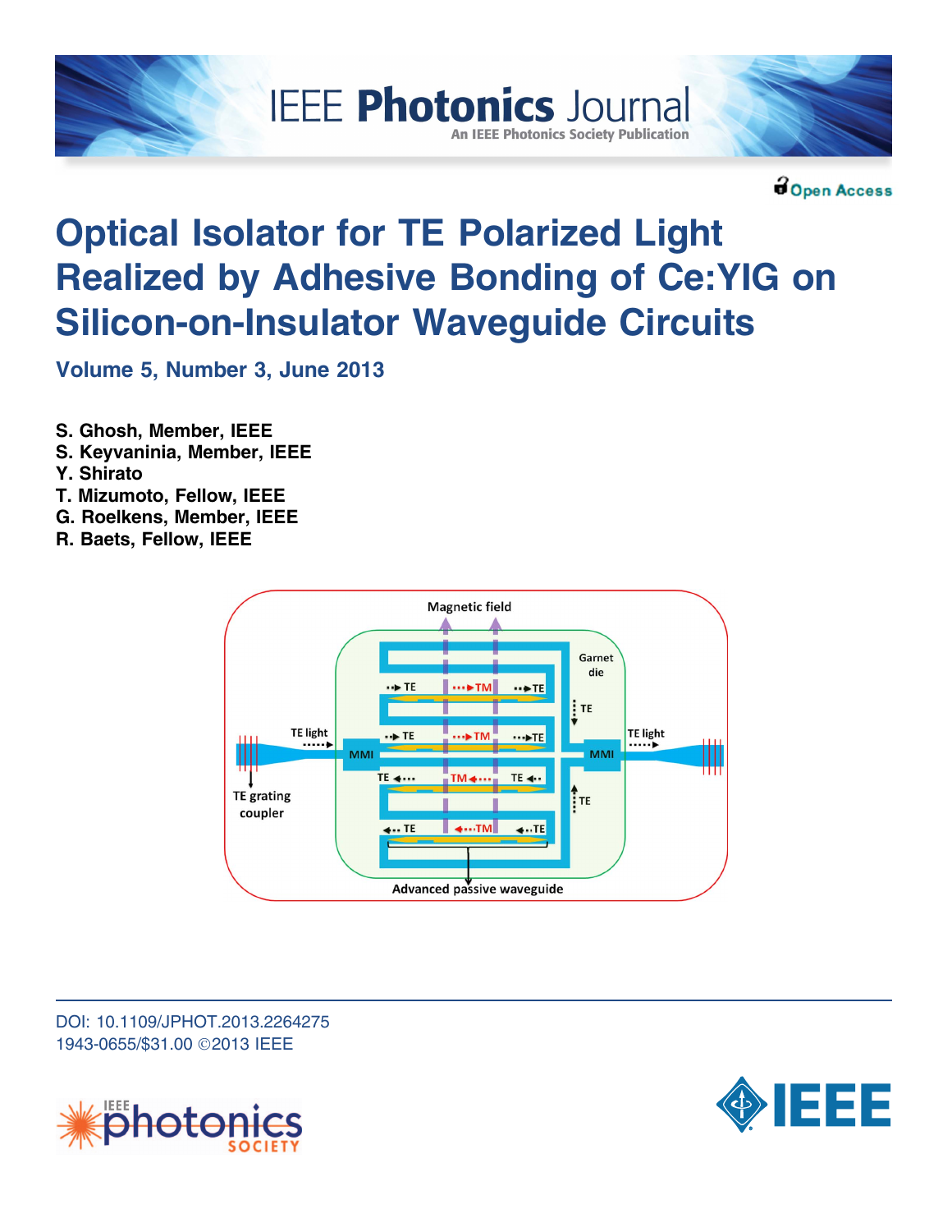IEEE Photonics Journal

An IEEE Photonics Society Publication

Open Access

# Optical Isolator for TE Polarized Light Realized by Adhesive Bonding of Ce:YIG on Silicon-on-Insulator Waveguide Circuits

**Volume 5, Number 3, June 2013**

**S. Ghosh, Member, IEEE**
**S. Keyvaninia, Member, IEEE**
**Y. Shirato**
**T. Mizumoto, Fellow, IEEE**
**G. Roelkens, Member, IEEE**
**R. Baets, Fellow, IEEE**

DOI: 10.1109/JPHOT.2013.2264275
1943-0655/$31.00 ©2013 IEEE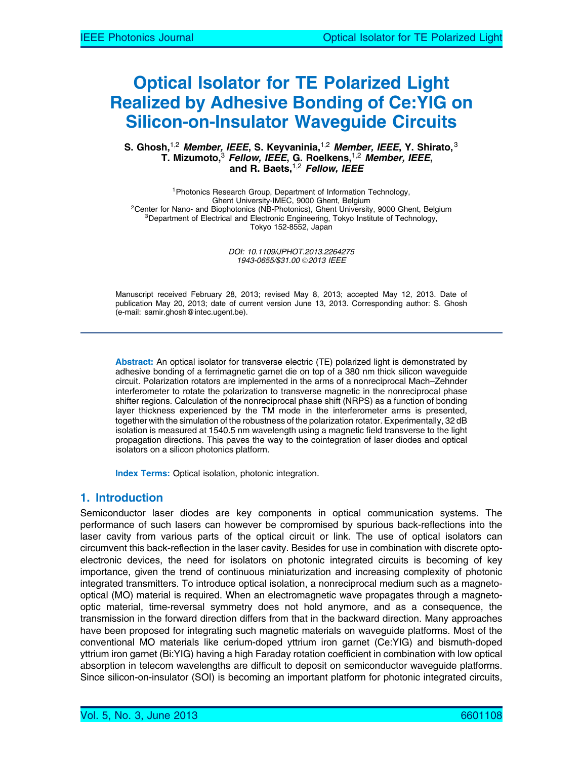# Optical Isolator for TE Polarized Light Realized by Adhesive Bonding of Ce:YIG on Silicon-on-Insulator Waveguide Circuits

**S. Ghosh,[1,2] *Member, IEEE*, S. Keyvaninia,[1,2] *Member, IEEE*, Y. Shirato,[3] T. Mizumoto,[3] *Fellow, IEEE*, G. Roelkens,[1,2] *Member, IEEE*, and R. Baets,[1,2] *Fellow, IEEE***

[1]Photonics Research Group, Department of Information Technology, Ghent University-IMEC, 9000 Ghent, Belgium
[2]Center for Nano- and Biophotonics (NB-Photonics), Ghent University, 9000 Ghent, Belgium
[3]Department of Electrical and Electronic Engineering, Tokyo Institute of Technology, Tokyo 152-8552, Japan

*DOI: 10.1109/JPHOT.2013.2264275*
*1943-0655/$31.00 ©2013 IEEE*

Manuscript received February 28, 2013; revised May 8, 2013; accepted May 12, 2013. Date of publication May 20, 2013; date of current version June 13, 2013. Corresponding author: S. Ghosh (e-mail: samir.ghosh@intec.ugent.be).

**Abstract:** An optical isolator for transverse electric (TE) polarized light is demonstrated by adhesive bonding of a ferrimagnetic garnet die on top of a 380 nm thick silicon waveguide circuit. Polarization rotators are implemented in the arms of a nonreciprocal Mach–Zehnder interferometer to rotate the polarization to transverse magnetic in the nonreciprocal phase shifter regions. Calculation of the nonreciprocal phase shift (NRPS) as a function of bonding layer thickness experienced by the TM mode in the interferometer arms is presented, together with the simulation of the robustness of the polarization rotator. Experimentally, 32 dB isolation is measured at 1540.5 nm wavelength using a magnetic field transverse to the light propagation directions. This paves the way to the cointegration of laser diodes and optical isolators on a silicon photonics platform.

**Index Terms:** Optical isolation, photonic integration.

## 1. Introduction

Semiconductor laser diodes are key components in optical communication systems. The performance of such lasers can however be compromised by spurious back-reflections into the laser cavity from various parts of the optical circuit or link. The use of optical isolators can circumvent this back-reflection in the laser cavity. Besides for use in combination with discrete opto-electronic devices, the need for isolators on photonic integrated circuits is becoming of key importance, given the trend of continuous miniaturization and increasing complexity of photonic integrated transmitters. To introduce optical isolation, a nonreciprocal medium such as a magneto-optical (MO) material is required. When an electromagnetic wave propagates through a magneto-optic material, time-reversal symmetry does not hold anymore, and as a consequence, the transmission in the forward direction differs from that in the backward direction. Many approaches have been proposed for integrating such magnetic materials on waveguide platforms. Most of the conventional MO materials like cerium-doped yttrium iron garnet (Ce:YIG) and bismuth-doped yttrium iron garnet (Bi:YIG) having a high Faraday rotation coefficient in combination with low optical absorption in telecom wavelengths are difficult to deposit on semiconductor waveguide platforms. Since silicon-on-insulator (SOI) is becoming an important platform for photonic integrated circuits,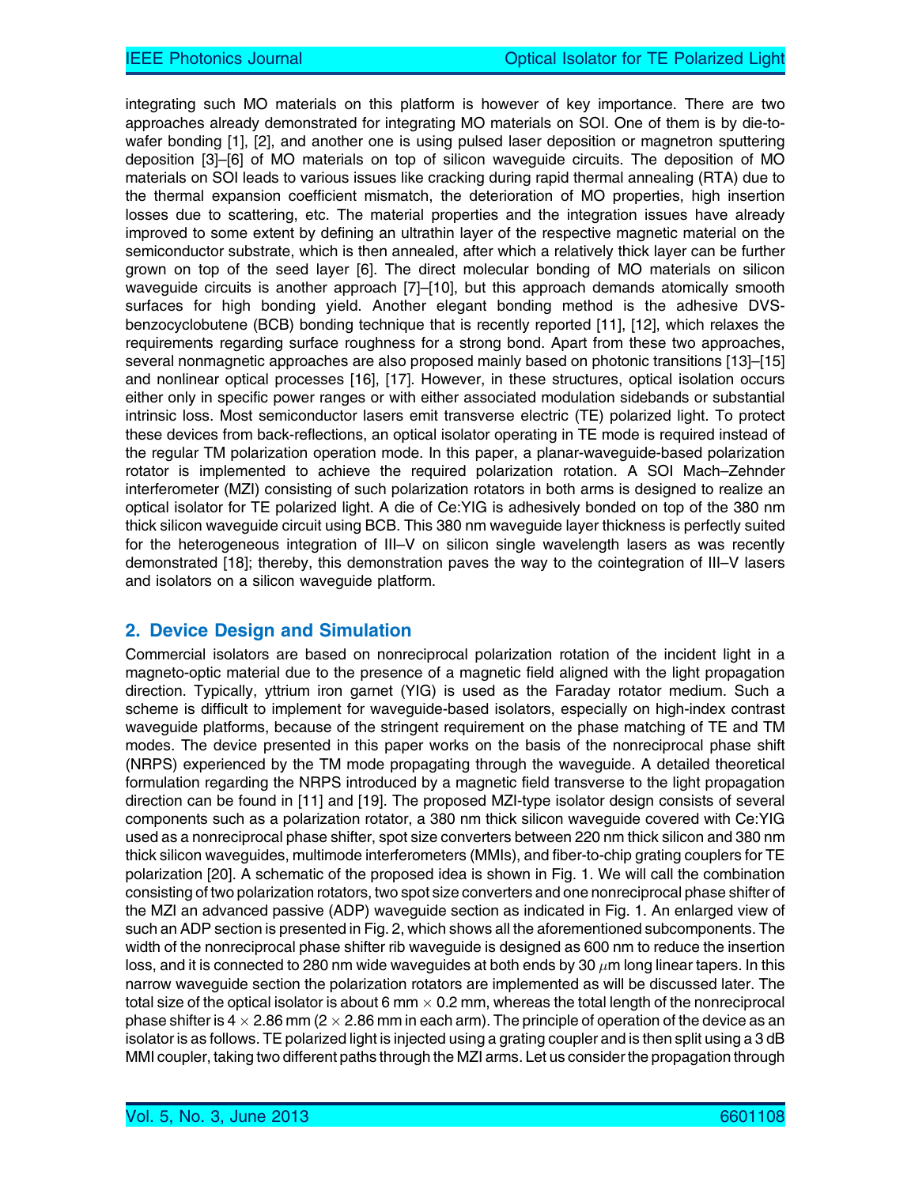integrating such MO materials on this platform is however of key importance. There are two approaches already demonstrated for integrating MO materials on SOI. One of them is by die-to-wafer bonding [1], [2], and another one is using pulsed laser deposition or magnetron sputtering deposition [3]–[6] of MO materials on top of silicon waveguide circuits. The deposition of MO materials on SOI leads to various issues like cracking during rapid thermal annealing (RTA) due to the thermal expansion coefficient mismatch, the deterioration of MO properties, high insertion losses due to scattering, etc. The material properties and the integration issues have already improved to some extent by defining an ultrathin layer of the respective magnetic material on the semiconductor substrate, which is then annealed, after which a relatively thick layer can be further grown on top of the seed layer [6]. The direct molecular bonding of MO materials on silicon waveguide circuits is another approach [7]–[10], but this approach demands atomically smooth surfaces for high bonding yield. Another elegant bonding method is the adhesive DVS-benzocyclobutene (BCB) bonding technique that is recently reported [11], [12], which relaxes the requirements regarding surface roughness for a strong bond. Apart from these two approaches, several nonmagnetic approaches are also proposed mainly based on photonic transitions [13]–[15] and nonlinear optical processes [16], [17]. However, in these structures, optical isolation occurs either only in specific power ranges or with either associated modulation sidebands or substantial intrinsic loss. Most semiconductor lasers emit transverse electric (TE) polarized light. To protect these devices from back-reflections, an optical isolator operating in TE mode is required instead of the regular TM polarization operation mode. In this paper, a planar-waveguide-based polarization rotator is implemented to achieve the required polarization rotation. A SOI Mach–Zehnder interferometer (MZI) consisting of such polarization rotators in both arms is designed to realize an optical isolator for TE polarized light. A die of Ce:YIG is adhesively bonded on top of the 380 nm thick silicon waveguide circuit using BCB. This 380 nm waveguide layer thickness is perfectly suited for the heterogeneous integration of III–V on silicon single wavelength lasers as was recently demonstrated [18]; thereby, this demonstration paves the way to the cointegration of III–V lasers and isolators on a silicon waveguide platform.

## 2. Device Design and Simulation

Commercial isolators are based on nonreciprocal polarization rotation of the incident light in a magneto-optic material due to the presence of a magnetic field aligned with the light propagation direction. Typically, yttrium iron garnet (YIG) is used as the Faraday rotator medium. Such a scheme is difficult to implement for waveguide-based isolators, especially on high-index contrast waveguide platforms, because of the stringent requirement on the phase matching of TE and TM modes. The device presented in this paper works on the basis of the nonreciprocal phase shift (NRPS) experienced by the TM mode propagating through the waveguide. A detailed theoretical formulation regarding the NRPS introduced by a magnetic field transverse to the light propagation direction can be found in [11] and [19]. The proposed MZI-type isolator design consists of several components such as a polarization rotator, a 380 nm thick silicon waveguide covered with Ce:YIG used as a nonreciprocal phase shifter, spot size converters between 220 nm thick silicon and 380 nm thick silicon waveguides, multimode interferometers (MMIs), and fiber-to-chip grating couplers for TE polarization [20]. A schematic of the proposed idea is shown in Fig. 1. We will call the combination consisting of two polarization rotators, two spot size converters and one nonreciprocal phase shifter of the MZI an advanced passive (ADP) waveguide section as indicated in Fig. 1. An enlarged view of such an ADP section is presented in Fig. 2, which shows all the aforementioned subcomponents. The width of the nonreciprocal phase shifter rib waveguide is designed as 600 nm to reduce the insertion loss, and it is connected to 280 nm wide waveguides at both ends by 30 $\mu$m long linear tapers. In this narrow waveguide section the polarization rotators are implemented as will be discussed later. The total size of the optical isolator is about 6 mm $\times$ 0.2 mm, whereas the total length of the nonreciprocal phase shifter is 4 $\times$ 2.86 mm (2 $\times$ 2.86 mm in each arm). The principle of operation of the device as an isolator is as follows. TE polarized light is injected using a grating coupler and is then split using a 3 dB MMI coupler, taking two different paths through the MZI arms. Let us consider the propagation through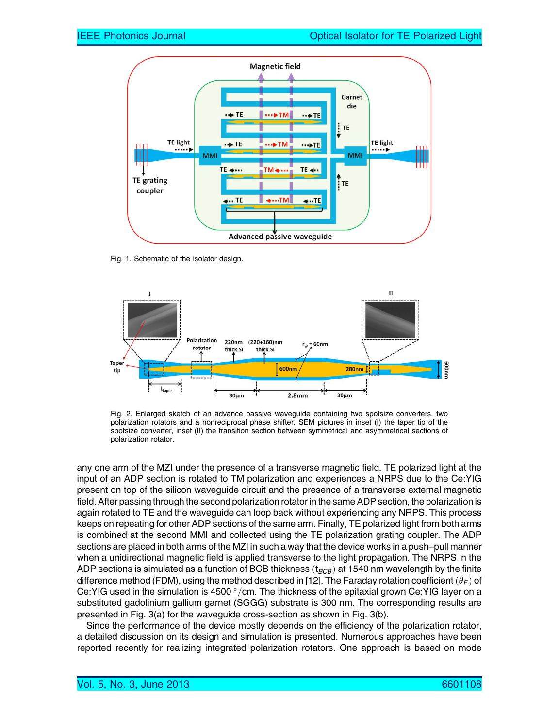Fig. 1. Schematic of the isolator design.

Fig. 2. Enlarged sketch of an advance passive waveguide containing two spotsize converters, two polarization rotators and a nonreciprocal phase shifter. SEM pictures in inset (I) the taper tip of the spotsize converter, inset (II) the transition section between symmetrical and asymmetrical sections of polarization rotator.

any one arm of the MZI under the presence of a transverse magnetic field. TE polarized light at the input of an ADP section is rotated to TM polarization and experiences a NRPS due to the Ce:YIG present on top of the silicon waveguide circuit and the presence of a transverse external magnetic field. After passing through the second polarization rotator in the same ADP section, the polarization is again rotated to TE and the waveguide can loop back without experiencing any NRPS. This process keeps on repeating for other ADP sections of the same arm. Finally, TE polarized light from both arms is combined at the second MMI and collected using the TE polarization grating coupler. The ADP sections are placed in both arms of the MZI in such a way that the device works in a push–pull manner when a unidirectional magnetic field is applied transverse to the light propagation. The NRPS in the ADP sections is simulated as a function of BCB thickness ($t_{BCB}$) at 1540 nm wavelength by the finite difference method (FDM), using the method described in [12]. The Faraday rotation coefficient ($\theta_F$) of Ce:YIG used in the simulation is 4500 °/cm. The thickness of the epitaxial grown Ce:YIG layer on a substituted gadolinium gallium garnet (SGGG) substrate is 300 nm. The corresponding results are presented in Fig. 3(a) for the waveguide cross-section as shown in Fig. 3(b).

Since the performance of the device mostly depends on the efficiency of the polarization rotator, a detailed discussion on its design and simulation is presented. Numerous approaches have been reported recently for realizing integrated polarization rotators. One approach is based on mode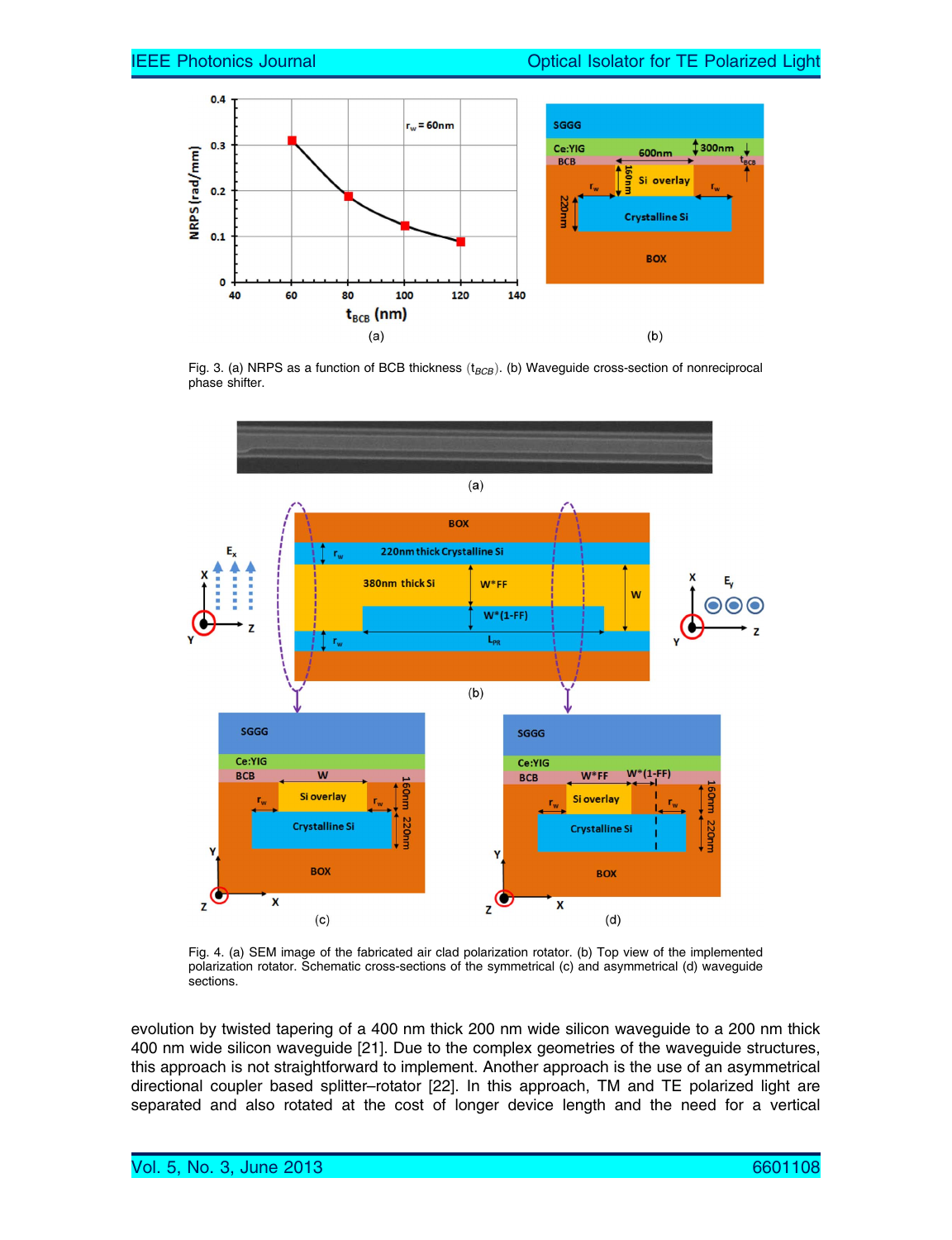Fig. 3. (a) NRPS as a function of BCB thickness ($t_{BCB}$). (b) Waveguide cross-section of nonreciprocal phase shifter.

Fig. 4. (a) SEM image of the fabricated air clad polarization rotator. (b) Top view of the implemented polarization rotator. Schematic cross-sections of the symmetrical (c) and asymmetrical (d) waveguide sections.

evolution by twisted tapering of a 400 nm thick 200 nm wide silicon waveguide to a 200 nm thick 400 nm wide silicon waveguide [21]. Due to the complex geometries of the waveguide structures, this approach is not straightforward to implement. Another approach is the use of an asymmetrical directional coupler based splitter–rotator [22]. In this approach, TM and TE polarized light are separated and also rotated at the cost of longer device length and the need for a vertical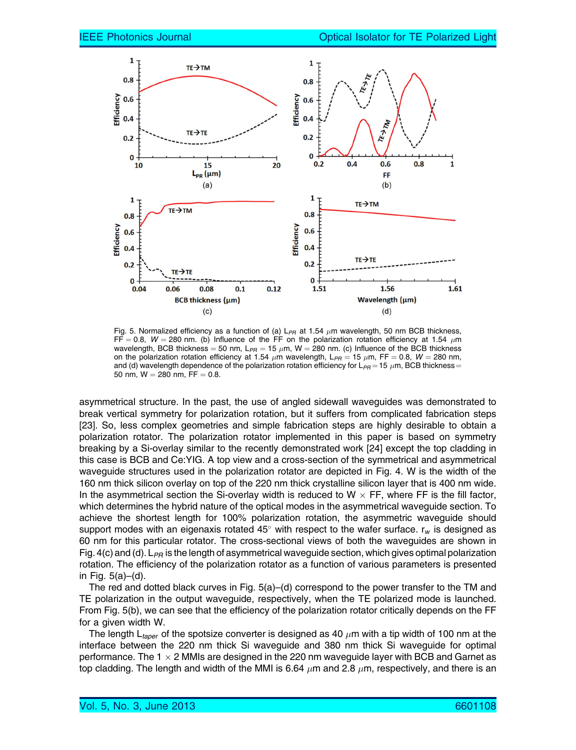Fig. 5. Normalized efficiency as a function of (a) $L_{PR}$ at 1.54 $\mu$m wavelength, 50 nm BCB thickness, FF = 0.8, $W$ = 280 nm. (b) Influence of the FF on the polarization rotation efficiency at 1.54 $\mu$m wavelength, BCB thickness = 50 nm, $L_{PR}$ = 15 $\mu$m, W = 280 nm. (c) Influence of the BCB thickness on the polarization rotation efficiency at 1.54 $\mu$m wavelength, $L_{PR}$ = 15 $\mu$m, FF = 0.8, $W$ = 280 nm, and (d) wavelength dependence of the polarization rotation efficiency for $L_{PR}$ = 15 $\mu$m, BCB thickness = 50 nm, W = 280 nm, FF = 0.8.

asymmetrical structure. In the past, the use of angled sidewall waveguides was demonstrated to break vertical symmetry for polarization rotation, but it suffers from complicated fabrication steps [23]. So, less complex geometries and simple fabrication steps are highly desirable to obtain a polarization rotator. The polarization rotator implemented in this paper is based on symmetry breaking by a Si-overlay similar to the recently demonstrated work [24] except the top cladding in this case is BCB and Ce:YIG. A top view and a cross-section of the symmetrical and asymmetrical waveguide structures used in the polarization rotator are depicted in Fig. 4. W is the width of the 160 nm thick silicon overlay on top of the 220 nm thick crystalline silicon layer that is 400 nm wide. In the asymmetrical section the Si-overlay width is reduced to W $\times$ FF, where FF is the fill factor, which determines the hybrid nature of the optical modes in the asymmetrical waveguide section. To achieve the shortest length for 100% polarization rotation, the asymmetric waveguide should support modes with an eigenaxis rotated 45° with respect to the wafer surface. $r_w$ is designed as 60 nm for this particular rotator. The cross-sectional views of both the waveguides are shown in Fig. 4(c) and (d). $L_{PR}$ is the length of asymmetrical waveguide section, which gives optimal polarization rotation. The efficiency of the polarization rotator as a function of various parameters is presented in Fig. 5(a)–(d).

The red and dotted black curves in Fig. 5(a)–(d) correspond to the power transfer to the TM and TE polarization in the output waveguide, respectively, when the TE polarized mode is launched. From Fig. 5(b), we can see that the efficiency of the polarization rotator critically depends on the FF for a given width W.

The length $L_{taper}$ of the spotsize converter is designed as 40 $\mu$m with a tip width of 100 nm at the interface between the 220 nm thick Si waveguide and 380 nm thick Si waveguide for optimal performance. The 1 $\times$ 2 MMIs are designed in the 220 nm waveguide layer with BCB and Garnet as top cladding. The length and width of the MMI is 6.64 $\mu$m and 2.8 $\mu$m, respectively, and there is an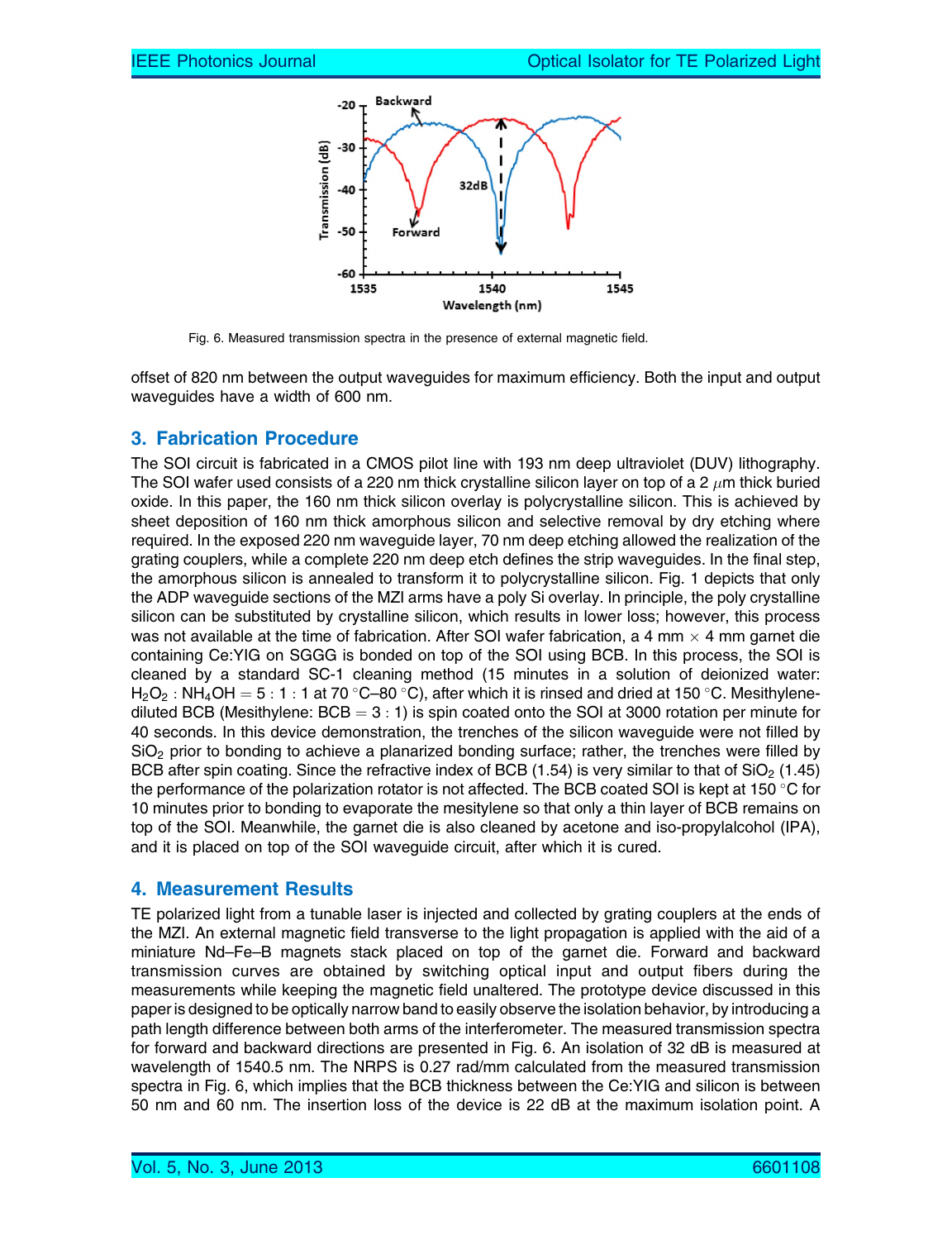Fig. 6. Measured transmission spectra in the presence of external magnetic field.

offset of 820 nm between the output waveguides for maximum efficiency. Both the input and output waveguides have a width of 600 nm.

## 3. Fabrication Procedure

The SOI circuit is fabricated in a CMOS pilot line with 193 nm deep ultraviolet (DUV) lithography. The SOI wafer used consists of a 220 nm thick crystalline silicon layer on top of a 2 $\mu$m thick buried oxide. In this paper, the 160 nm thick silicon overlay is polycrystalline silicon. This is achieved by sheet deposition of 160 nm thick amorphous silicon and selective removal by dry etching where required. In the exposed 220 nm waveguide layer, 70 nm deep etching allowed the realization of the grating couplers, while a complete 220 nm deep etch defines the strip waveguides. In the final step, the amorphous silicon is annealed to transform it to polycrystalline silicon. Fig. 1 depicts that only the ADP waveguide sections of the MZI arms have a poly Si overlay. In principle, the poly crystalline silicon can be substituted by crystalline silicon, which results in lower loss; however, this process was not available at the time of fabrication. After SOI wafer fabrication, a 4 mm $\times$ 4 mm garnet die containing Ce:YIG on SGGG is bonded on top of the SOI using BCB. In this process, the SOI is cleaned by a standard SC-1 cleaning method (15 minutes in a solution of deionized water: $H_2O_2 : NH_4OH = 5 : 1 : 1$ at 70 °C–80 °C), after which it is rinsed and dried at 150 °C. Mesithylene-diluted BCB (Mesithylene: BCB = 3 : 1) is spin coated onto the SOI at 3000 rotation per minute for 40 seconds. In this device demonstration, the trenches of the silicon waveguide were not filled by $SiO_2$ prior to bonding to achieve a planarized bonding surface; rather, the trenches were filled by BCB after spin coating. Since the refractive index of BCB (1.54) is very similar to that of $SiO_2$ (1.45) the performance of the polarization rotator is not affected. The BCB coated SOI is kept at 150 °C for 10 minutes prior to bonding to evaporate the mesitylene so that only a thin layer of BCB remains on top of the SOI. Meanwhile, the garnet die is also cleaned by acetone and iso-propylalcohol (IPA), and it is placed on top of the SOI waveguide circuit, after which it is cured.

## 4. Measurement Results

TE polarized light from a tunable laser is injected and collected by grating couplers at the ends of the MZI. An external magnetic field transverse to the light propagation is applied with the aid of a miniature Nd–Fe–B magnets stack placed on top of the garnet die. Forward and backward transmission curves are obtained by switching optical input and output fibers during the measurements while keeping the magnetic field unaltered. The prototype device discussed in this paper is designed to be optically narrow band to easily observe the isolation behavior, by introducing a path length difference between both arms of the interferometer. The measured transmission spectra for forward and backward directions are presented in Fig. 6. An isolation of 32 dB is measured at wavelength of 1540.5 nm. The NRPS is 0.27 rad/mm calculated from the measured transmission spectra in Fig. 6, which implies that the BCB thickness between the Ce:YIG and silicon is between 50 nm and 60 nm. The insertion loss of the device is 22 dB at the maximum isolation point. A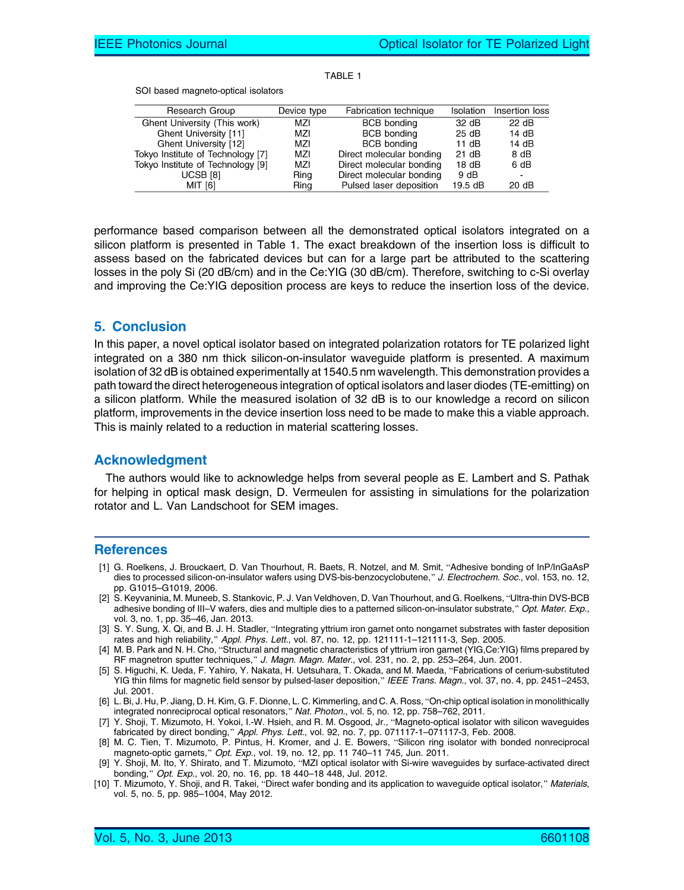TABLE 1

SOI based magneto-optical isolators

| Research Group | Device type | Fabrication technique | Isolation | Insertion loss |
|---|---|---|---|---|
| Ghent University (This work) | MZI | BCB bonding | 32 dB | 22 dB |
| Ghent University [11] | MZI | BCB bonding | 25 dB | 14 dB |
| Ghent University [12] | MZI | BCB bonding | 11 dB | 14 dB |
| Tokyo Institute of Technology [7] | MZI | Direct molecular bonding | 21 dB | 8 dB |
| Tokyo Institute of Technology [9] | MZI | Direct molecular bonding | 18 dB | 6 dB |
| UCSB [8] | Ring | Direct molecular bonding | 9 dB | - |
| MIT [6] | Ring | Pulsed laser deposition | 19.5 dB | 20 dB |

performance based comparison between all the demonstrated optical isolators integrated on a silicon platform is presented in Table 1. The exact breakdown of the insertion loss is difficult to assess based on the fabricated devices but can for a large part be attributed to the scattering losses in the poly Si (20 dB/cm) and in the Ce:YIG (30 dB/cm). Therefore, switching to c-Si overlay and improving the Ce:YIG deposition process are keys to reduce the insertion loss of the device.

## 5. Conclusion

In this paper, a novel optical isolator based on integrated polarization rotators for TE polarized light integrated on a 380 nm thick silicon-on-insulator waveguide platform is presented. A maximum isolation of 32 dB is obtained experimentally at 1540.5 nm wavelength. This demonstration provides a path toward the direct heterogeneous integration of optical isolators and laser diodes (TE-emitting) on a silicon platform. While the measured isolation of 32 dB is to our knowledge a record on silicon platform, improvements in the device insertion loss need to be made to make this a viable approach. This is mainly related to a reduction in material scattering losses.

## Acknowledgment

The authors would like to acknowledge helps from several people as E. Lambert and S. Pathak for helping in optical mask design, D. Vermeulen for assisting in simulations for the polarization rotator and L. Van Landschoot for SEM images.

## References

[1] G. Roelkens, J. Brouckaert, D. Van Thourhout, R. Baets, R. Notzel, and M. Smit, "Adhesive bonding of InP/InGaAsP dies to processed silicon-on-insulator wafers using DVS-bis-benzocyclobutene," *J. Electrochem. Soc.*, vol. 153, no. 12, pp. G1015–G1019, 2006.

[2] S. Keyvaninia, M. Muneeb, S. Stankovic, P. J. Van Veldhoven, D. Van Thourhout, and G. Roelkens, "Ultra-thin DVS-BCB adhesive bonding of III–V wafers, dies and multiple dies to a patterned silicon-on-insulator substrate," *Opt. Mater. Exp.*, vol. 3, no. 1, pp. 35–46, Jan. 2013.

[3] S. Y. Sung, X. Qi, and B. J. H. Stadler, "Integrating yttrium iron garnet onto nongarnet substrates with faster deposition rates and high reliability," *Appl. Phys. Lett.*, vol. 87, no. 12, pp. 121111-1–121111-3, Sep. 2005.

[4] M. B. Park and N. H. Cho, "Structural and magnetic characteristics of yttrium iron garnet (YIG,Ce:YIG) films prepared by RF magnetron sputter techniques," *J. Magn. Magn. Mater.*, vol. 231, no. 2, pp. 253–264, Jun. 2001.

[5] S. Higuchi, K. Ueda, F. Yahiro, Y. Nakata, H. Uetsuhara, T. Okada, and M. Maeda, "Fabrications of cerium-substituted YIG thin films for magnetic field sensor by pulsed-laser deposition," *IEEE Trans. Magn.*, vol. 37, no. 4, pp. 2451–2453, Jul. 2001.

[6] L. Bi, J. Hu, P. Jiang, D. H. Kim, G. F. Dionne, L. C. Kimmerling, and C. A. Ross, "On-chip optical isolation in monolithically integrated nonreciprocal optical resonators," *Nat. Photon.*, vol. 5, no. 12, pp. 758–762, 2011.

[7] Y. Shoji, T. Mizumoto, H. Yokoi, I.-W. Hsieh, and R. M. Osgood, Jr., "Magneto-optical isolator with silicon waveguides fabricated by direct bonding," *Appl. Phys. Lett.*, vol. 92, no. 7, pp. 071117-1–071117-3, Feb. 2008.

[8] M. C. Tien, T. Mizumoto, P. Pintus, H. Kromer, and J. E. Bowers, "Silicon ring isolator with bonded nonreciprocal magneto-optic garnets," *Opt. Exp.*, vol. 19, no. 12, pp. 11 740–11 745, Jun. 2011.

[9] Y. Shoji, M. Ito, Y. Shirato, and T. Mizumoto, "MZI optical isolator with Si-wire waveguides by surface-activated direct bonding," *Opt. Exp.*, vol. 20, no. 16, pp. 18 440–18 448, Jul. 2012.

[10] T. Mizumoto, Y. Shoji, and R. Takei, "Direct wafer bonding and its application to waveguide optical isolator," *Materials*, vol. 5, no. 5, pp. 985–1004, May 2012.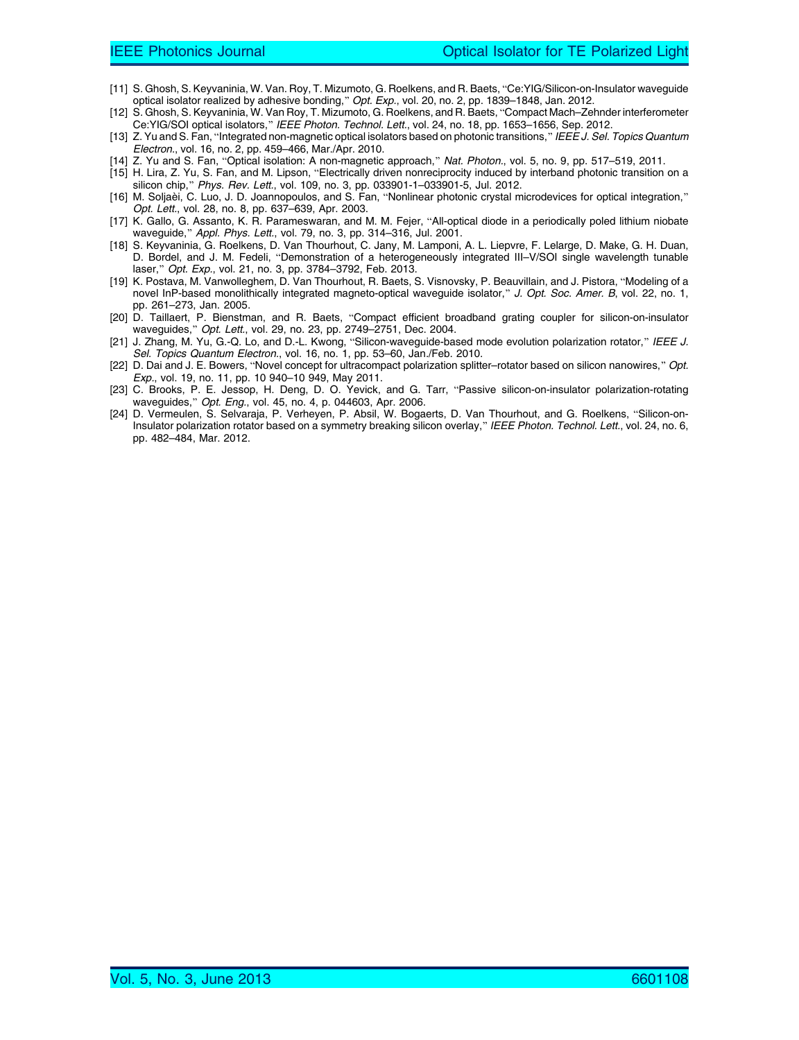[11] S. Ghosh, S. Keyvaninia, W. Van. Roy, T. Mizumoto, G. Roelkens, and R. Baets, "Ce:YIG/Silicon-on-Insulator waveguide optical isolator realized by adhesive bonding," *Opt. Exp.*, vol. 20, no. 2, pp. 1839–1848, Jan. 2012.

[12] S. Ghosh, S. Keyvaninia, W. Van Roy, T. Mizumoto, G. Roelkens, and R. Baets, "Compact Mach–Zehnder interferometer Ce:YIG/SOI optical isolators," *IEEE Photon. Technol. Lett.*, vol. 24, no. 18, pp. 1653–1656, Sep. 2012.

[13] Z. Yu and S. Fan, "Integrated non-magnetic optical isolators based on photonic transitions," *IEEE J. Sel. Topics Quantum Electron.*, vol. 16, no. 2, pp. 459–466, Mar./Apr. 2010.

[14] Z. Yu and S. Fan, "Optical isolation: A non-magnetic approach," *Nat. Photon.*, vol. 5, no. 9, pp. 517–519, 2011.

[15] H. Lira, Z. Yu, S. Fan, and M. Lipson, "Electrically driven nonreciprocity induced by interband photonic transition on a silicon chip," *Phys. Rev. Lett.*, vol. 109, no. 3, pp. 033901-1–033901-5, Jul. 2012.

[16] M. Soljaèi, C. Luo, J. D. Joannopoulos, and S. Fan, "Nonlinear photonic crystal microdevices for optical integration," *Opt. Lett.*, vol. 28, no. 8, pp. 637–639, Apr. 2003.

[17] K. Gallo, G. Assanto, K. R. Parameswaran, and M. M. Fejer, "All-optical diode in a periodically poled lithium niobate waveguide," *Appl. Phys. Lett.*, vol. 79, no. 3, pp. 314–316, Jul. 2001.

[18] S. Keyvaninia, G. Roelkens, D. Van Thourhout, C. Jany, M. Lamponi, A. L. Liepvre, F. Lelarge, D. Make, G. H. Duan, D. Bordel, and J. M. Fedeli, "Demonstration of a heterogeneously integrated III–V/SOI single wavelength tunable laser," *Opt. Exp.*, vol. 21, no. 3, pp. 3784–3792, Feb. 2013.

[19] K. Postava, M. Vanwolleghem, D. Van Thourhout, R. Baets, S. Visnovsky, P. Beauvillain, and J. Pistora, "Modeling of a novel InP-based monolithically integrated magneto-optical waveguide isolator," *J. Opt. Soc. Amer. B*, vol. 22, no. 1, pp. 261–273, Jan. 2005.

[20] D. Taillaert, P. Bienstman, and R. Baets, "Compact efficient broadband grating coupler for silicon-on-insulator waveguides," *Opt. Lett.*, vol. 29, no. 23, pp. 2749–2751, Dec. 2004.

[21] J. Zhang, M. Yu, G.-Q. Lo, and D.-L. Kwong, "Silicon-waveguide-based mode evolution polarization rotator," *IEEE J. Sel. Topics Quantum Electron.*, vol. 16, no. 1, pp. 53–60, Jan./Feb. 2010.

[22] D. Dai and J. E. Bowers, "Novel concept for ultracompact polarization splitter–rotator based on silicon nanowires," *Opt. Exp.*, vol. 19, no. 11, pp. 10 940–10 949, May 2011.

[23] C. Brooks, P. E. Jessop, H. Deng, D. O. Yevick, and G. Tarr, "Passive silicon-on-insulator polarization-rotating waveguides," *Opt. Eng.*, vol. 45, no. 4, p. 044603, Apr. 2006.

[24] D. Vermeulen, S. Selvaraja, P. Verheyen, P. Absil, W. Bogaerts, D. Van Thourhout, and G. Roelkens, "Silicon-on-Insulator polarization rotator based on a symmetry breaking silicon overlay," *IEEE Photon. Technol. Lett.*, vol. 24, no. 6, pp. 482–484, Mar. 2012.